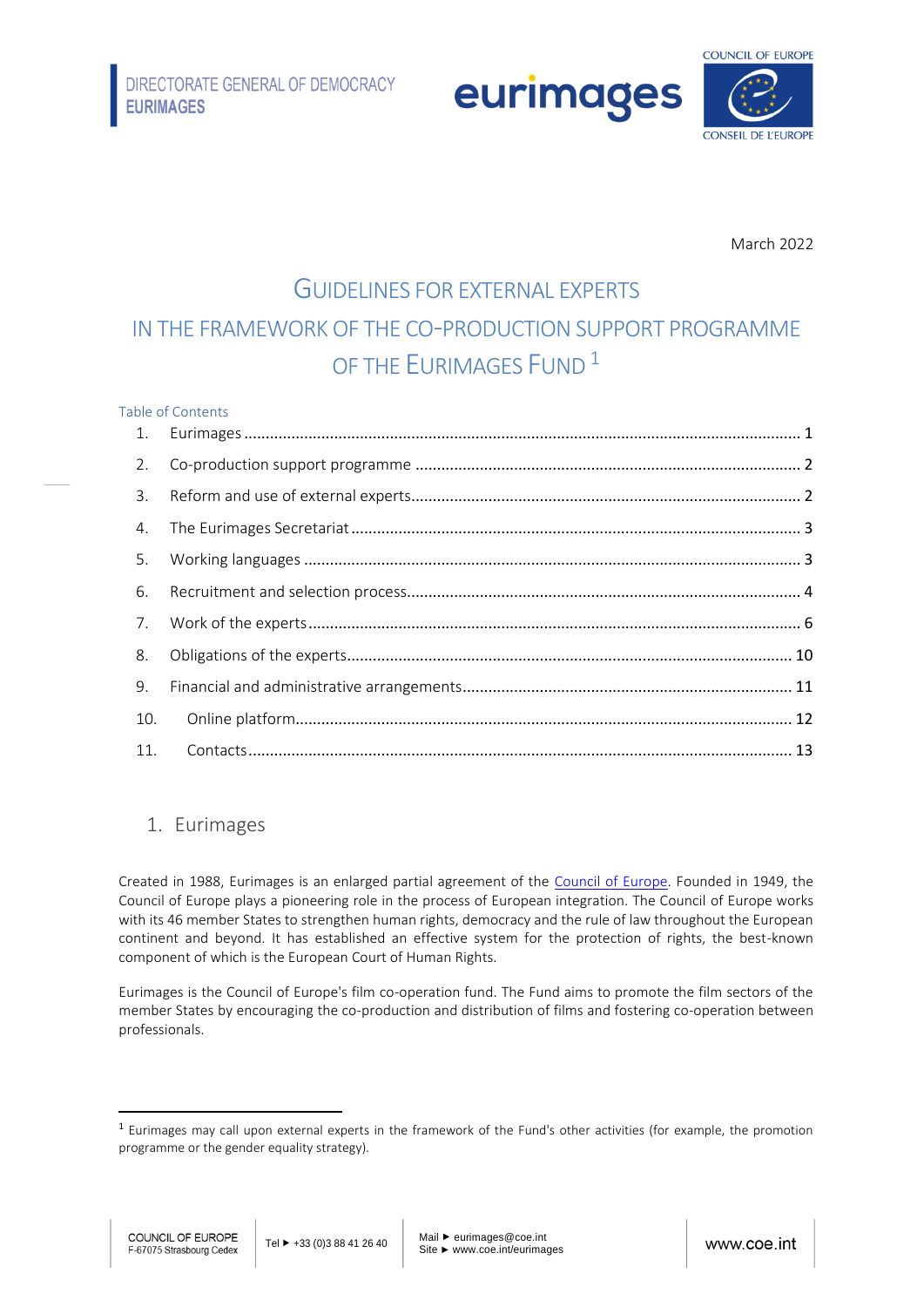DIRECTORATE GENERAL OF DEMOCRACY
**EURIMAGES**

March 2022

# GUIDELINES FOR EXTERNAL EXPERTS IN THE FRAMEWORK OF THE CO-PRODUCTION SUPPORT PROGRAMME OF THE EURIMAGES FUND [1]

Table of Contents

1. Eurimages ........ 1
2. Co-production support programme ........ 2
3. Reform and use of external experts ........ 2
4. The Eurimages Secretariat ........ 3
5. Working languages ........ 3
6. Recruitment and selection process ........ 4
7. Work of the experts ........ 6
8. Obligations of the experts ........ 10
9. Financial and administrative arrangements ........ 11
10. Online platform ........ 12
11. Contacts ........ 13

## 1. Eurimages

Created in 1988, Eurimages is an enlarged partial agreement of the Council of Europe. Founded in 1949, the Council of Europe plays a pioneering role in the process of European integration. The Council of Europe works with its 46 member States to strengthen human rights, democracy and the rule of law throughout the European continent and beyond. It has established an effective system for the protection of rights, the best-known component of which is the European Court of Human Rights.

Eurimages is the Council of Europe's film co-operation fund. The Fund aims to promote the film sectors of the member States by encouraging the co-production and distribution of films and fostering co-operation between professionals.

[1] Eurimages may call upon external experts in the framework of the Fund's other activities (for example, the promotion programme or the gender equality strategy).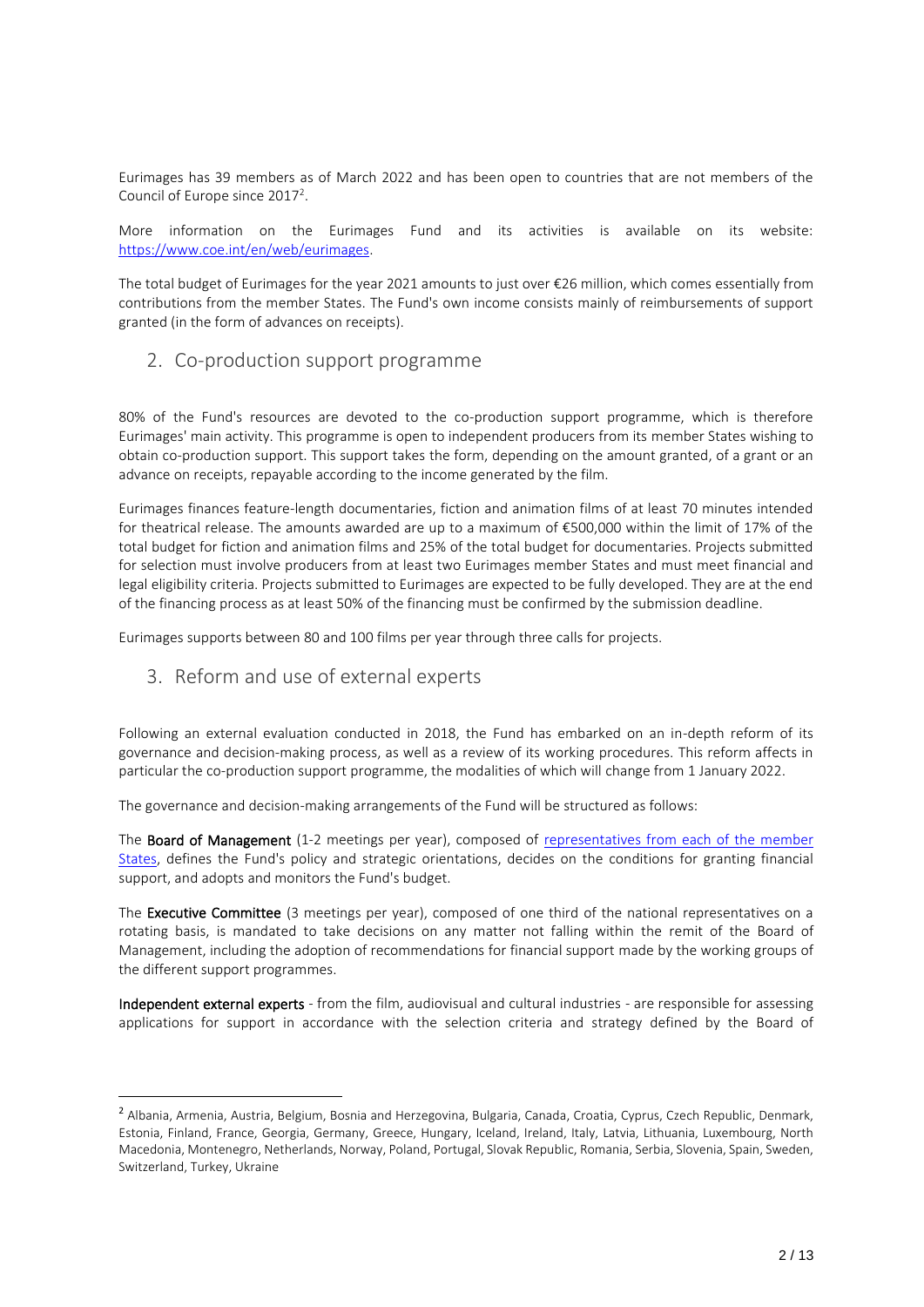Eurimages has 39 members as of March 2022 and has been open to countries that are not members of the Council of Europe since 2017[2].

More information on the Eurimages Fund and its activities is available on its website: [https://www.coe.int/en/web/eurimages](https://www.coe.int/en/web/eurimages).

The total budget of Eurimages for the year 2021 amounts to just over €26 million, which comes essentially from contributions from the member States. The Fund's own income consists mainly of reimbursements of support granted (in the form of advances on receipts).

## 2. Co-production support programme

80% of the Fund's resources are devoted to the co-production support programme, which is therefore Eurimages' main activity. This programme is open to independent producers from its member States wishing to obtain co-production support. This support takes the form, depending on the amount granted, of a grant or an advance on receipts, repayable according to the income generated by the film.

Eurimages finances feature-length documentaries, fiction and animation films of at least 70 minutes intended for theatrical release. The amounts awarded are up to a maximum of €500,000 within the limit of 17% of the total budget for fiction and animation films and 25% of the total budget for documentaries. Projects submitted for selection must involve producers from at least two Eurimages member States and must meet financial and legal eligibility criteria. Projects submitted to Eurimages are expected to be fully developed. They are at the end of the financing process as at least 50% of the financing must be confirmed by the submission deadline.

Eurimages supports between 80 and 100 films per year through three calls for projects.

## 3. Reform and use of external experts

Following an external evaluation conducted in 2018, the Fund has embarked on an in-depth reform of its governance and decision-making process, as well as a review of its working procedures. This reform affects in particular the co-production support programme, the modalities of which will change from 1 January 2022.

The governance and decision-making arrangements of the Fund will be structured as follows:

The **Board of Management** (1-2 meetings per year), composed of [representatives from each of the member States](#), defines the Fund's policy and strategic orientations, decides on the conditions for granting financial support, and adopts and monitors the Fund's budget.

The **Executive Committee** (3 meetings per year), composed of one third of the national representatives on a rotating basis, is mandated to take decisions on any matter not falling within the remit of the Board of Management, including the adoption of recommendations for financial support made by the working groups of the different support programmes.

**Independent external experts** - from the film, audiovisual and cultural industries - are responsible for assessing applications for support in accordance with the selection criteria and strategy defined by the Board of

---

[2] Albania, Armenia, Austria, Belgium, Bosnia and Herzegovina, Bulgaria, Canada, Croatia, Cyprus, Czech Republic, Denmark, Estonia, Finland, France, Georgia, Germany, Greece, Hungary, Iceland, Ireland, Italy, Latvia, Lithuania, Luxembourg, North Macedonia, Montenegro, Netherlands, Norway, Poland, Portugal, Slovak Republic, Romania, Serbia, Slovenia, Spain, Sweden, Switzerland, Turkey, Ukraine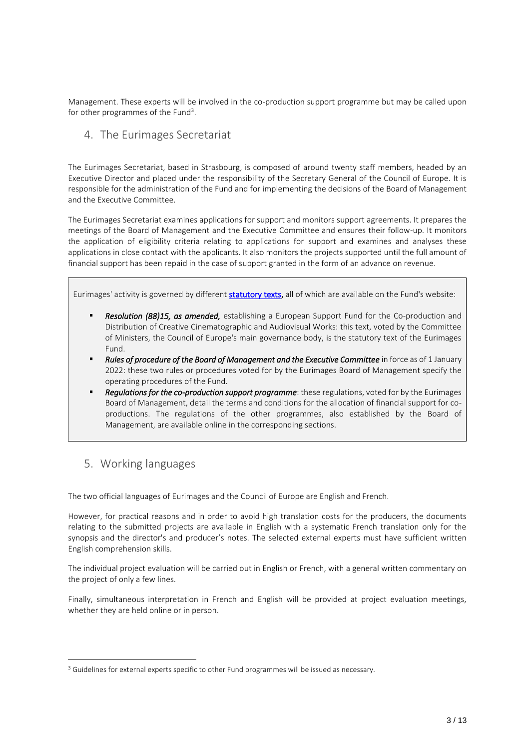Management. These experts will be involved in the co-production support programme but may be called upon for other programmes of the Fund[3].

## 4. The Eurimages Secretariat

The Eurimages Secretariat, based in Strasbourg, is composed of around twenty staff members, headed by an Executive Director and placed under the responsibility of the Secretary General of the Council of Europe. It is responsible for the administration of the Fund and for implementing the decisions of the Board of Management and the Executive Committee.

The Eurimages Secretariat examines applications for support and monitors support agreements. It prepares the meetings of the Board of Management and the Executive Committee and ensures their follow-up. It monitors the application of eligibility criteria relating to applications for support and examines and analyses these applications in close contact with the applicants. It also monitors the projects supported until the full amount of financial support has been repaid in the case of support granted in the form of an advance on revenue.

> Eurimages' activity is governed by different **statutory texts**, all of which are available on the Fund's website:
>
> - ***Resolution (88)15, as amended,*** establishing a European Support Fund for the Co-production and Distribution of Creative Cinematographic and Audiovisual Works: this text, voted by the Committee of Ministers, the Council of Europe's main governance body, is the statutory text of the Eurimages Fund.
> - ***Rules of procedure of the Board of Management and the Executive Committee*** in force as of 1 January 2022: these two rules or procedures voted for by the Eurimages Board of Management specify the operating procedures of the Fund.
> - ***Regulations for the co-production support programme***: these regulations, voted for by the Eurimages Board of Management, detail the terms and conditions for the allocation of financial support for co-productions. The regulations of the other programmes, also established by the Board of Management, are available online in the corresponding sections.

## 5. Working languages

The two official languages of Eurimages and the Council of Europe are English and French.

However, for practical reasons and in order to avoid high translation costs for the producers, the documents relating to the submitted projects are available in English with a systematic French translation only for the synopsis and the director's and producer's notes. The selected external experts must have sufficient written English comprehension skills.

The individual project evaluation will be carried out in English or French, with a general written commentary on the project of only a few lines.

Finally, simultaneous interpretation in French and English will be provided at project evaluation meetings, whether they are held online or in person.

---

[3] Guidelines for external experts specific to other Fund programmes will be issued as necessary.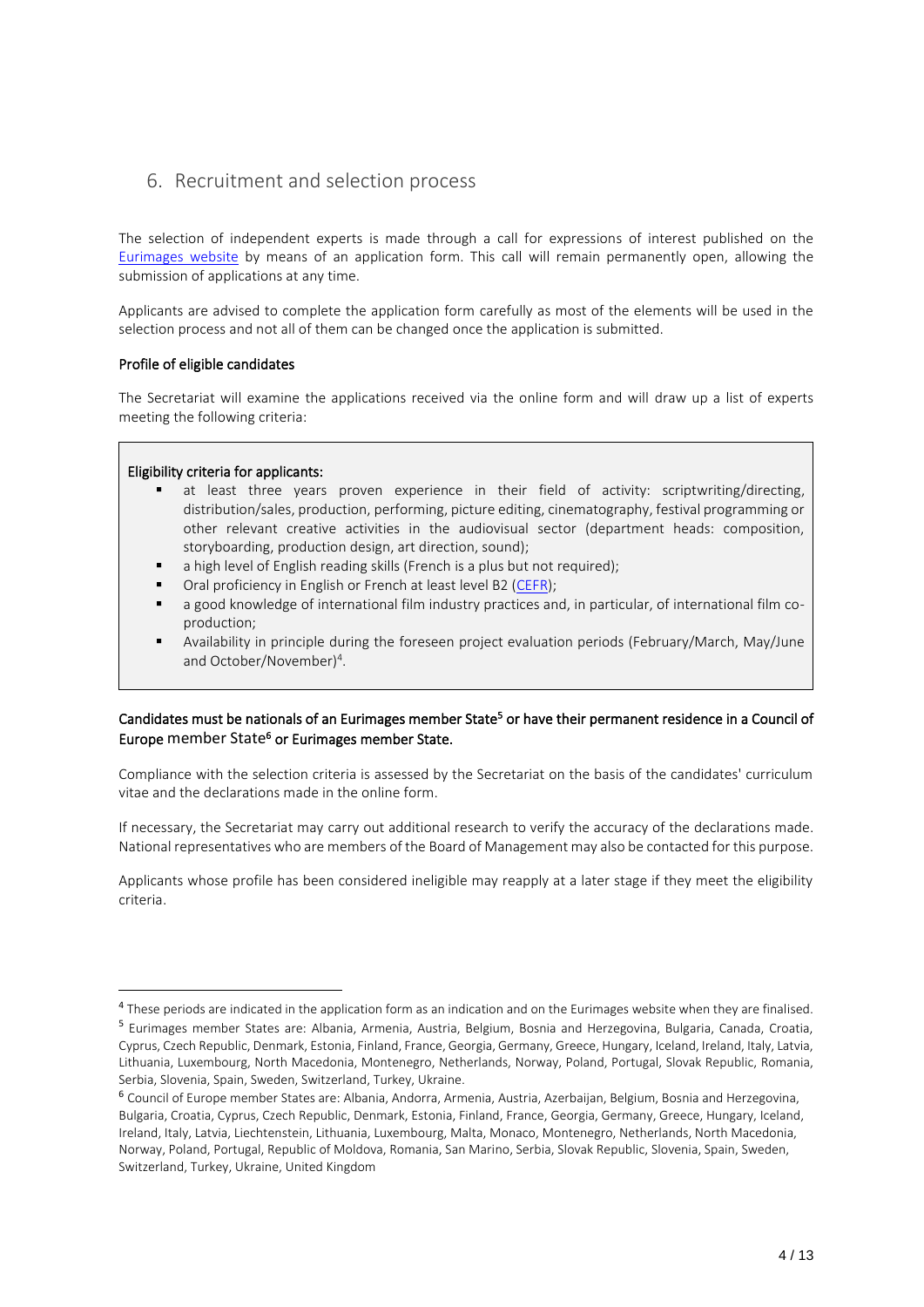## 6. Recruitment and selection process

The selection of independent experts is made through a call for expressions of interest published on the Eurimages website by means of an application form. This call will remain permanently open, allowing the submission of applications at any time.

Applicants are advised to complete the application form carefully as most of the elements will be used in the selection process and not all of them can be changed once the application is submitted.

### Profile of eligible candidates

The Secretariat will examine the applications received via the online form and will draw up a list of experts meeting the following criteria:

**Eligibility criteria for applicants:**

- at least three years proven experience in their field of activity: scriptwriting/directing, distribution/sales, production, performing, picture editing, cinematography, festival programming or other relevant creative activities in the audiovisual sector (department heads: composition, storyboarding, production design, art direction, sound);
- a high level of English reading skills (French is a plus but not required);
- Oral proficiency in English or French at least level B2 (CEFR);
- a good knowledge of international film industry practices and, in particular, of international film co-production;
- Availability in principle during the foreseen project evaluation periods (February/March, May/June and October/November)[4].

**Candidates must be nationals of an Eurimages member State[5] or have their permanent residence in a Council of Europe member State[6] or Eurimages member State.**

Compliance with the selection criteria is assessed by the Secretariat on the basis of the candidates' curriculum vitae and the declarations made in the online form.

If necessary, the Secretariat may carry out additional research to verify the accuracy of the declarations made. National representatives who are members of the Board of Management may also be contacted for this purpose.

Applicants whose profile has been considered ineligible may reapply at a later stage if they meet the eligibility criteria.

---

[4] These periods are indicated in the application form as an indication and on the Eurimages website when they are finalised.

[5] Eurimages member States are: Albania, Armenia, Austria, Belgium, Bosnia and Herzegovina, Bulgaria, Canada, Croatia, Cyprus, Czech Republic, Denmark, Estonia, Finland, France, Georgia, Germany, Greece, Hungary, Iceland, Ireland, Italy, Latvia, Lithuania, Luxembourg, North Macedonia, Montenegro, Netherlands, Norway, Poland, Portugal, Slovak Republic, Romania, Serbia, Slovenia, Spain, Sweden, Switzerland, Turkey, Ukraine.

[6] Council of Europe member States are: Albania, Andorra, Armenia, Austria, Azerbaijan, Belgium, Bosnia and Herzegovina, Bulgaria, Croatia, Cyprus, Czech Republic, Denmark, Estonia, Finland, France, Georgia, Germany, Greece, Hungary, Iceland, Ireland, Italy, Latvia, Liechtenstein, Lithuania, Luxembourg, Malta, Monaco, Montenegro, Netherlands, North Macedonia, Norway, Poland, Portugal, Republic of Moldova, Romania, San Marino, Serbia, Slovak Republic, Slovenia, Spain, Sweden, Switzerland, Turkey, Ukraine, United Kingdom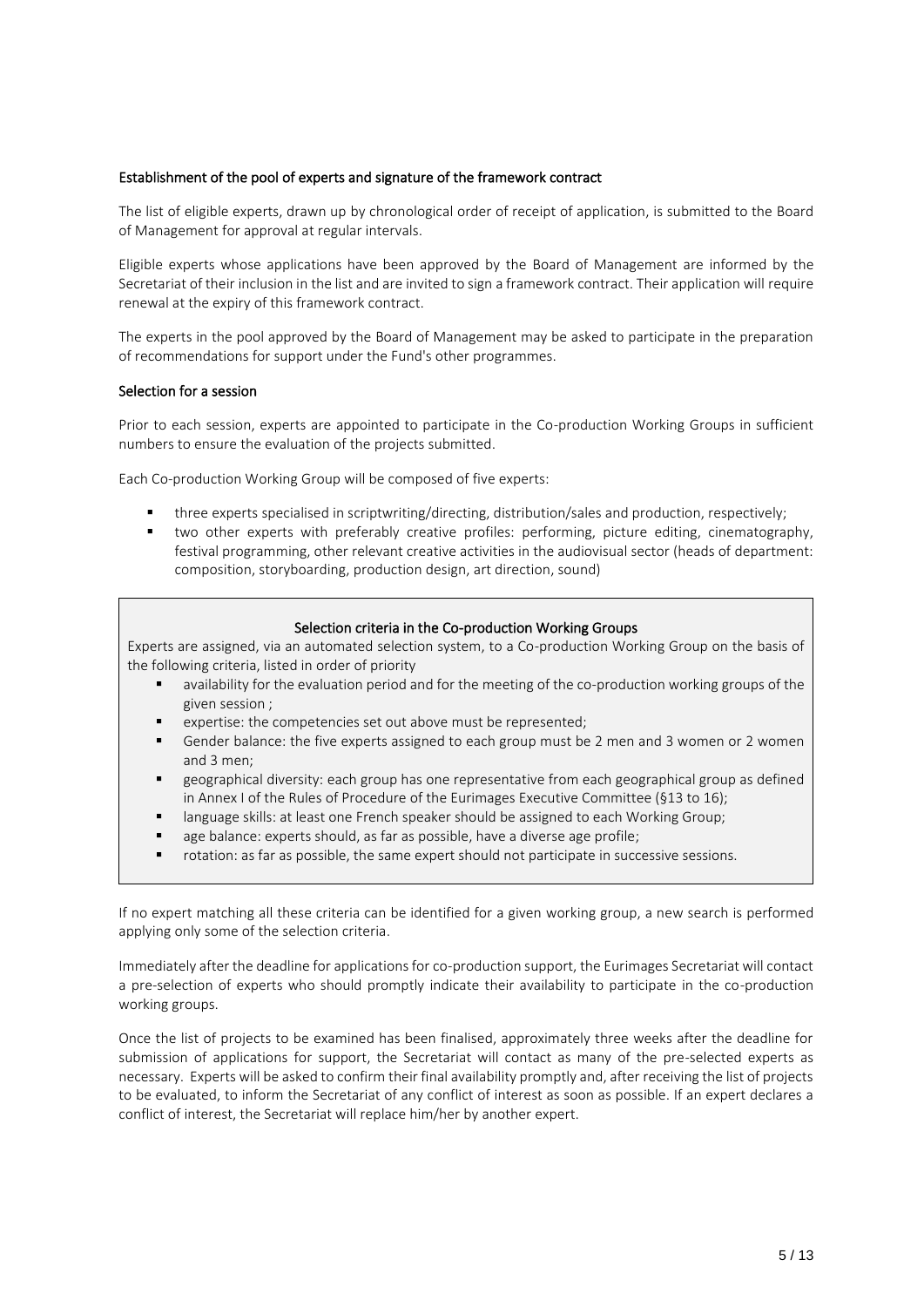### Establishment of the pool of experts and signature of the framework contract

The list of eligible experts, drawn up by chronological order of receipt of application, is submitted to the Board of Management for approval at regular intervals.

Eligible experts whose applications have been approved by the Board of Management are informed by the Secretariat of their inclusion in the list and are invited to sign a framework contract. Their application will require renewal at the expiry of this framework contract.

The experts in the pool approved by the Board of Management may be asked to participate in the preparation of recommendations for support under the Fund's other programmes.

### Selection for a session

Prior to each session, experts are appointed to participate in the Co-production Working Groups in sufficient numbers to ensure the evaluation of the projects submitted.

Each Co-production Working Group will be composed of five experts:

- three experts specialised in scriptwriting/directing, distribution/sales and production, respectively;
- two other experts with preferably creative profiles: performing, picture editing, cinematography, festival programming, other relevant creative activities in the audiovisual sector (heads of department: composition, storyboarding, production design, art direction, sound)

#### Selection criteria in the Co-production Working Groups

Experts are assigned, via an automated selection system, to a Co-production Working Group on the basis of the following criteria, listed in order of priority

- availability for the evaluation period and for the meeting of the co-production working groups of the given session ;
- expertise: the competencies set out above must be represented;
- Gender balance: the five experts assigned to each group must be 2 men and 3 women or 2 women and 3 men;
- geographical diversity: each group has one representative from each geographical group as defined in Annex I of the Rules of Procedure of the Eurimages Executive Committee (§13 to 16);
- language skills: at least one French speaker should be assigned to each Working Group;
- age balance: experts should, as far as possible, have a diverse age profile;
- rotation: as far as possible, the same expert should not participate in successive sessions.

If no expert matching all these criteria can be identified for a given working group, a new search is performed applying only some of the selection criteria.

Immediately after the deadline for applications for co-production support, the Eurimages Secretariat will contact a pre-selection of experts who should promptly indicate their availability to participate in the co-production working groups.

Once the list of projects to be examined has been finalised, approximately three weeks after the deadline for submission of applications for support, the Secretariat will contact as many of the pre-selected experts as necessary. Experts will be asked to confirm their final availability promptly and, after receiving the list of projects to be evaluated, to inform the Secretariat of any conflict of interest as soon as possible. If an expert declares a conflict of interest, the Secretariat will replace him/her by another expert.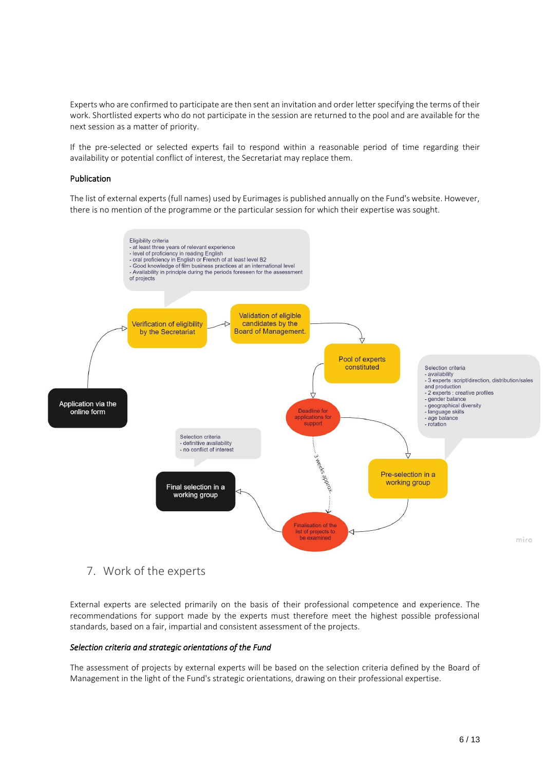Experts who are confirmed to participate are then sent an invitation and order letter specifying the terms of their work. Shortlisted experts who do not participate in the session are returned to the pool and are available for the next session as a matter of priority.

If the pre-selected or selected experts fail to respond within a reasonable period of time regarding their availability or potential conflict of interest, the Secretariat may replace them.

#### Publication

The list of external experts (full names) used by Eurimages is published annually on the Fund's website. However, there is no mention of the programme or the particular session for which their expertise was sought.

Eligibility criteria
- at least three years of relevant experience
- level of proficiency in reading English
- oral proficiency in English or French of at least level B2
- Good knowledge of film business practices at an international level
- Availability in principle during the periods foreseen for the assessment of projects

Application via the online form

Verification of eligibility by the Secretariat

Validation of eligible candidates by the Board of Management.

Pool of experts constituted

Deadline for applications for support

Selection criteria
- availability
- 3 experts :script/direction, distribution/sales and production
- 2 experts : creative profiles
- gender balance
- geographical diversity
- language skills
- age balance
- rotation

Pre-selection in a working group

3 weeks approx.

Finalisation of the list of projects to be examined

Selection criteria
- definitive availability
- no conflict of interest

Final selection in a working group

## 7. Work of the experts

External experts are selected primarily on the basis of their professional competence and experience. The recommendations for support made by the experts must therefore meet the highest possible professional standards, based on a fair, impartial and consistent assessment of the projects.

#### *Selection criteria and strategic orientations of the Fund*

The assessment of projects by external experts will be based on the selection criteria defined by the Board of Management in the light of the Fund's strategic orientations, drawing on their professional expertise.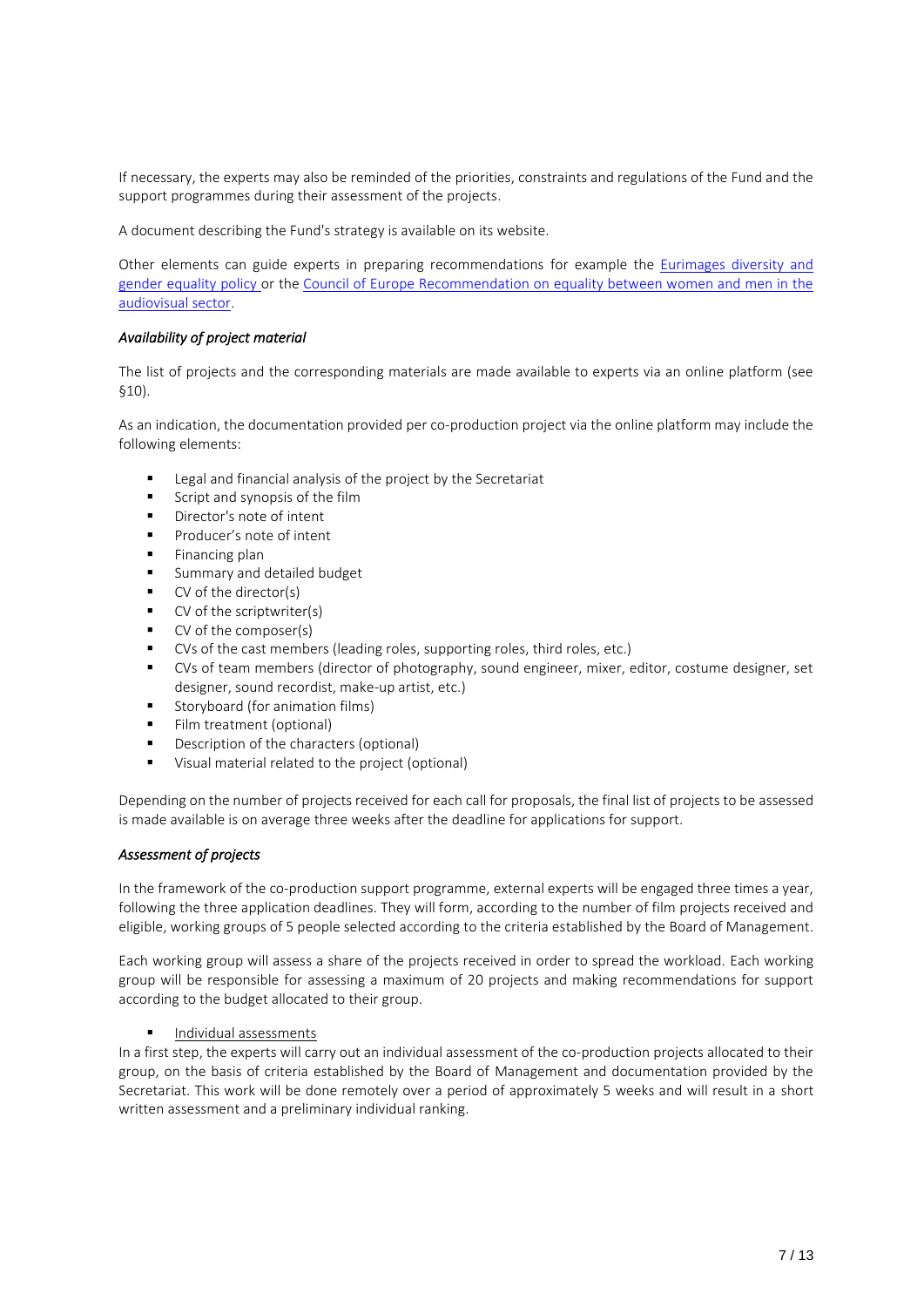If necessary, the experts may also be reminded of the priorities, constraints and regulations of the Fund and the support programmes during their assessment of the projects.

A document describing the Fund's strategy is available on its website.

Other elements can guide experts in preparing recommendations for example the Eurimages diversity and gender equality policy or the Council of Europe Recommendation on equality between women and men in the audiovisual sector.

*Availability of project material*

The list of projects and the corresponding materials are made available to experts via an online platform (see §10).

As an indication, the documentation provided per co-production project via the online platform may include the following elements:

- Legal and financial analysis of the project by the Secretariat
- Script and synopsis of the film
- Director's note of intent
- Producer's note of intent
- Financing plan
- Summary and detailed budget
- CV of the director(s)
- CV of the scriptwriter(s)
- CV of the composer(s)
- CVs of the cast members (leading roles, supporting roles, third roles, etc.)
- CVs of team members (director of photography, sound engineer, mixer, editor, costume designer, set designer, sound recordist, make-up artist, etc.)
- Storyboard (for animation films)
- Film treatment (optional)
- Description of the characters (optional)
- Visual material related to the project (optional)

Depending on the number of projects received for each call for proposals, the final list of projects to be assessed is made available is on average three weeks after the deadline for applications for support.

*Assessment of projects*

In the framework of the co-production support programme, external experts will be engaged three times a year, following the three application deadlines. They will form, according to the number of film projects received and eligible, working groups of 5 people selected according to the criteria established by the Board of Management.

Each working group will assess a share of the projects received in order to spread the workload. Each working group will be responsible for assessing a maximum of 20 projects and making recommendations for support according to the budget allocated to their group.

- Individual assessments

In a first step, the experts will carry out an individual assessment of the co-production projects allocated to their group, on the basis of criteria established by the Board of Management and documentation provided by the Secretariat. This work will be done remotely over a period of approximately 5 weeks and will result in a short written assessment and a preliminary individual ranking.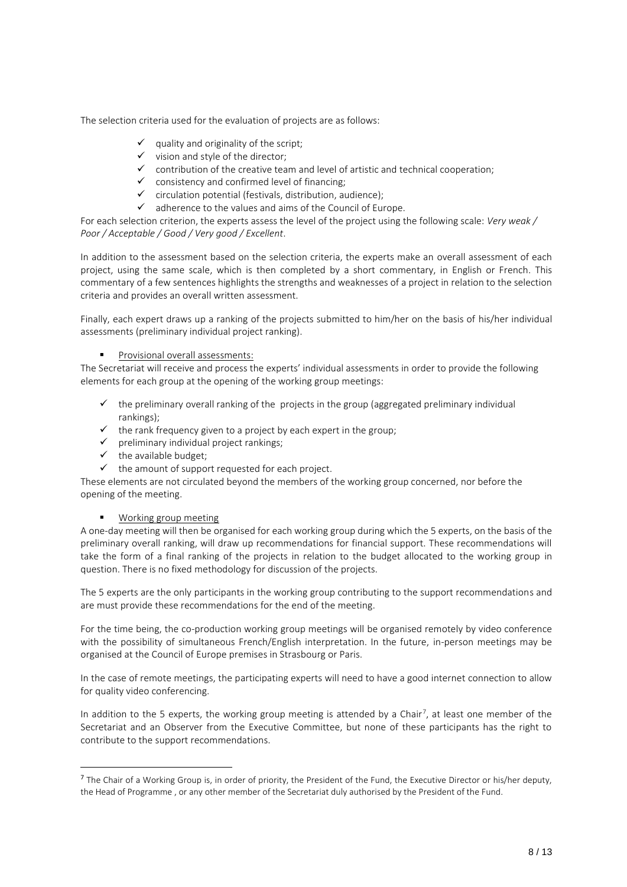The selection criteria used for the evaluation of projects are as follows:

- ✓ quality and originality of the script;
- ✓ vision and style of the director;
- ✓ contribution of the creative team and level of artistic and technical cooperation;
- ✓ consistency and confirmed level of financing;
- ✓ circulation potential (festivals, distribution, audience);
- ✓ adherence to the values and aims of the Council of Europe.

For each selection criterion, the experts assess the level of the project using the following scale: *Very weak / Poor / Acceptable / Good / Very good / Excellent*.

In addition to the assessment based on the selection criteria, the experts make an overall assessment of each project, using the same scale, which is then completed by a short commentary, in English or French. This commentary of a few sentences highlights the strengths and weaknesses of a project in relation to the selection criteria and provides an overall written assessment.

Finally, each expert draws up a ranking of the projects submitted to him/her on the basis of his/her individual assessments (preliminary individual project ranking).

- Provisional overall assessments:

The Secretariat will receive and process the experts' individual assessments in order to provide the following elements for each group at the opening of the working group meetings:

- ✓ the preliminary overall ranking of the projects in the group (aggregated preliminary individual rankings);
- ✓ the rank frequency given to a project by each expert in the group;
- ✓ preliminary individual project rankings;
- ✓ the available budget;
- ✓ the amount of support requested for each project.

These elements are not circulated beyond the members of the working group concerned, nor before the opening of the meeting.

- Working group meeting

A one-day meeting will then be organised for each working group during which the 5 experts, on the basis of the preliminary overall ranking, will draw up recommendations for financial support. These recommendations will take the form of a final ranking of the projects in relation to the budget allocated to the working group in question. There is no fixed methodology for discussion of the projects.

The 5 experts are the only participants in the working group contributing to the support recommendations and are must provide these recommendations for the end of the meeting.

For the time being, the co-production working group meetings will be organised remotely by video conference with the possibility of simultaneous French/English interpretation. In the future, in-person meetings may be organised at the Council of Europe premises in Strasbourg or Paris.

In the case of remote meetings, the participating experts will need to have a good internet connection to allow for quality video conferencing.

In addition to the 5 experts, the working group meeting is attended by a Chair[7], at least one member of the Secretariat and an Observer from the Executive Committee, but none of these participants has the right to contribute to the support recommendations.

[7] The Chair of a Working Group is, in order of priority, the President of the Fund, the Executive Director or his/her deputy, the Head of Programme , or any other member of the Secretariat duly authorised by the President of the Fund.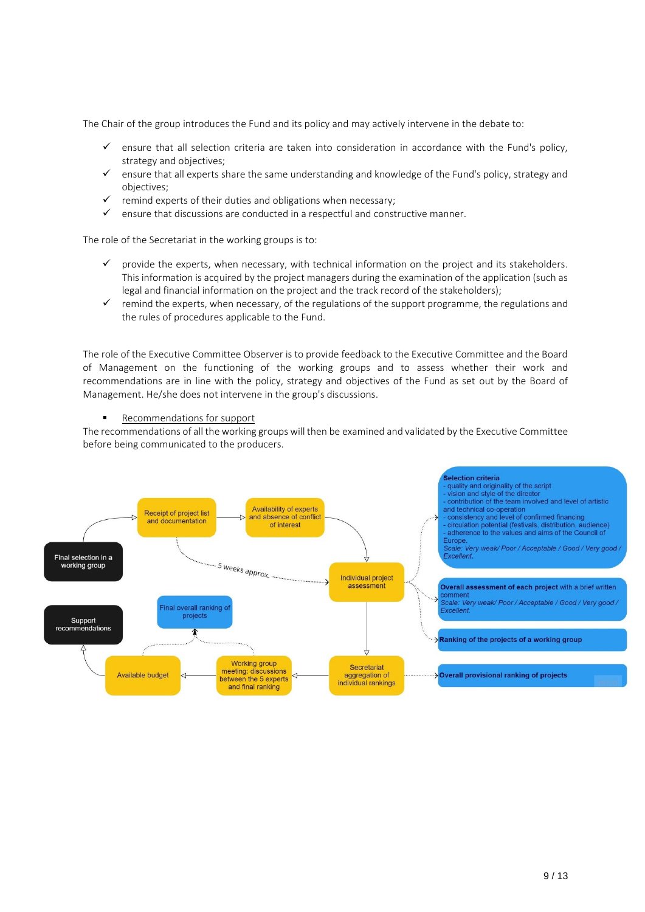The Chair of the group introduces the Fund and its policy and may actively intervene in the debate to:

- ✓ ensure that all selection criteria are taken into consideration in accordance with the Fund's policy, strategy and objectives;
- ✓ ensure that all experts share the same understanding and knowledge of the Fund's policy, strategy and objectives;
- ✓ remind experts of their duties and obligations when necessary;
- ✓ ensure that discussions are conducted in a respectful and constructive manner.

The role of the Secretariat in the working groups is to:

- ✓ provide the experts, when necessary, with technical information on the project and its stakeholders. This information is acquired by the project managers during the examination of the application (such as legal and financial information on the project and the track record of the stakeholders);
- ✓ remind the experts, when necessary, of the regulations of the support programme, the regulations and the rules of procedures applicable to the Fund.

The role of the Executive Committee Observer is to provide feedback to the Executive Committee and the Board of Management on the functioning of the working groups and to assess whether their work and recommendations are in line with the policy, strategy and objectives of the Fund as set out by the Board of Management. He/she does not intervene in the group's discussions.

- Recommendations for support

The recommendations of all the working groups will then be examined and validated by the Executive Committee before being communicated to the producers.

Final selection in a working group → Receipt of project list and documentation → Availability of experts and absence of conflict of interest → Individual project assessment

Receipt of project list and documentation → 5 weeks approx. → Individual project assessment

Individual project assessment → Secretariat aggregation of individual rankings → Working group meeting: discussions between the 5 experts and final ranking → Available budget → Support recommendations

Working group meeting: discussions between the 5 experts and final ranking → Final overall ranking of projects ← Available budget

**Selection criteria**
- quality and originality of the script
- vision and style of the director
- contribution of the team involved and level of artistic and technical co-operation
- consistency and level of confirmed financing
- circulation potential (festivals, distribution, audience)
- adherence to the values and aims of the Council of Europe.

*Scale: Very weak/ Poor / Acceptable / Good / Very good / Excellent.*

**Overall assessment of each project** with a brief written comment
*Scale: Very weak/ Poor / Acceptable / Good / Very good / Excellent.*

**Ranking of the projects of a working group**

**Overall provisional ranking of projects**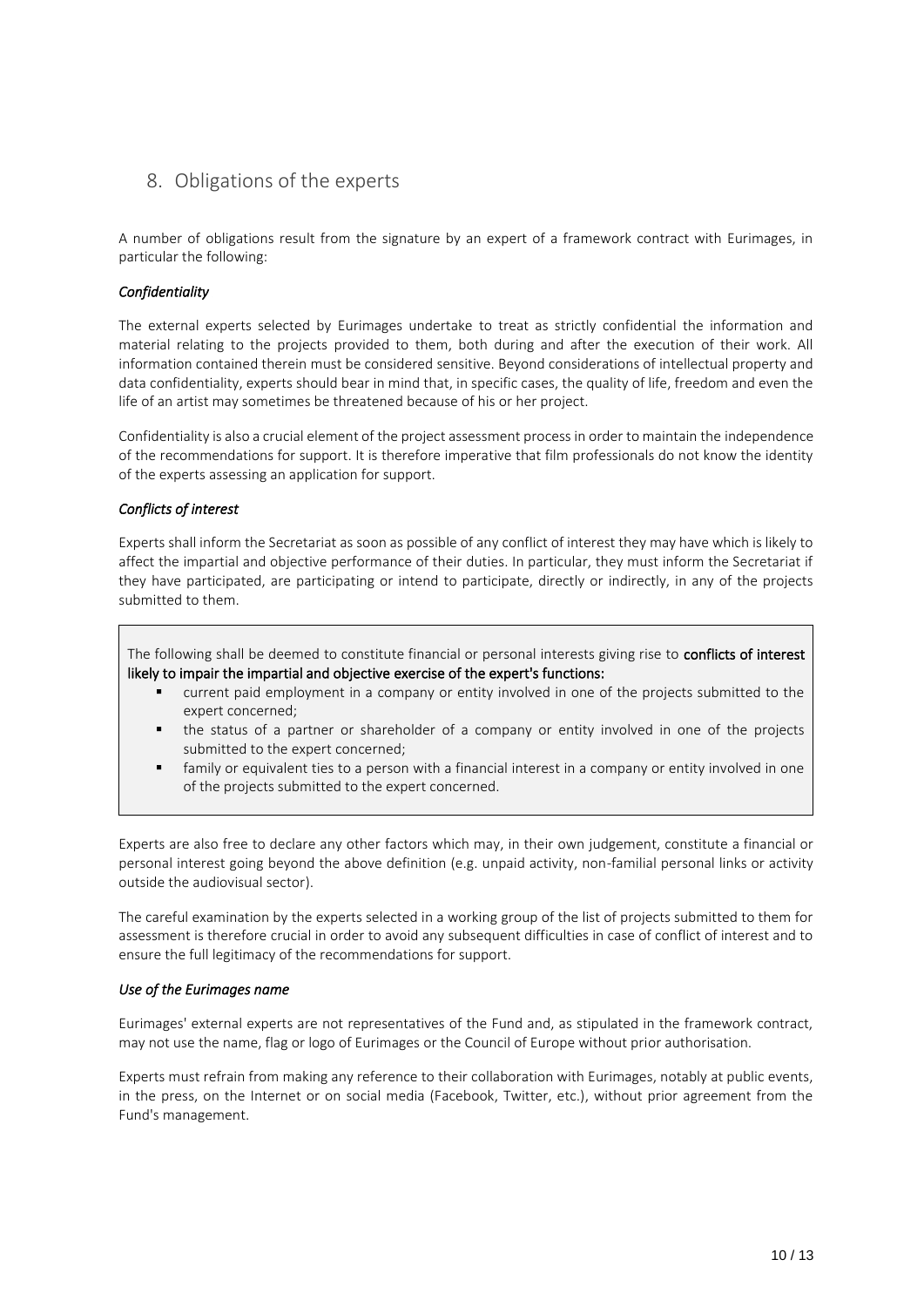## 8. Obligations of the experts

A number of obligations result from the signature by an expert of a framework contract with Eurimages, in particular the following:

### *Confidentiality*

The external experts selected by Eurimages undertake to treat as strictly confidential the information and material relating to the projects provided to them, both during and after the execution of their work. All information contained therein must be considered sensitive. Beyond considerations of intellectual property and data confidentiality, experts should bear in mind that, in specific cases, the quality of life, freedom and even the life of an artist may sometimes be threatened because of his or her project.

Confidentiality is also a crucial element of the project assessment process in order to maintain the independence of the recommendations for support. It is therefore imperative that film professionals do not know the identity of the experts assessing an application for support.

### *Conflicts of interest*

Experts shall inform the Secretariat as soon as possible of any conflict of interest they may have which is likely to affect the impartial and objective performance of their duties. In particular, they must inform the Secretariat if they have participated, are participating or intend to participate, directly or indirectly, in any of the projects submitted to them.

The following shall be deemed to constitute financial or personal interests giving rise to **conflicts of interest likely to impair the impartial and objective exercise of the expert's functions:**

- current paid employment in a company or entity involved in one of the projects submitted to the expert concerned;
- the status of a partner or shareholder of a company or entity involved in one of the projects submitted to the expert concerned;
- family or equivalent ties to a person with a financial interest in a company or entity involved in one of the projects submitted to the expert concerned.

Experts are also free to declare any other factors which may, in their own judgement, constitute a financial or personal interest going beyond the above definition (e.g. unpaid activity, non-familial personal links or activity outside the audiovisual sector).

The careful examination by the experts selected in a working group of the list of projects submitted to them for assessment is therefore crucial in order to avoid any subsequent difficulties in case of conflict of interest and to ensure the full legitimacy of the recommendations for support.

### *Use of the Eurimages name*

Eurimages' external experts are not representatives of the Fund and, as stipulated in the framework contract, may not use the name, flag or logo of Eurimages or the Council of Europe without prior authorisation.

Experts must refrain from making any reference to their collaboration with Eurimages, notably at public events, in the press, on the Internet or on social media (Facebook, Twitter, etc.), without prior agreement from the Fund's management.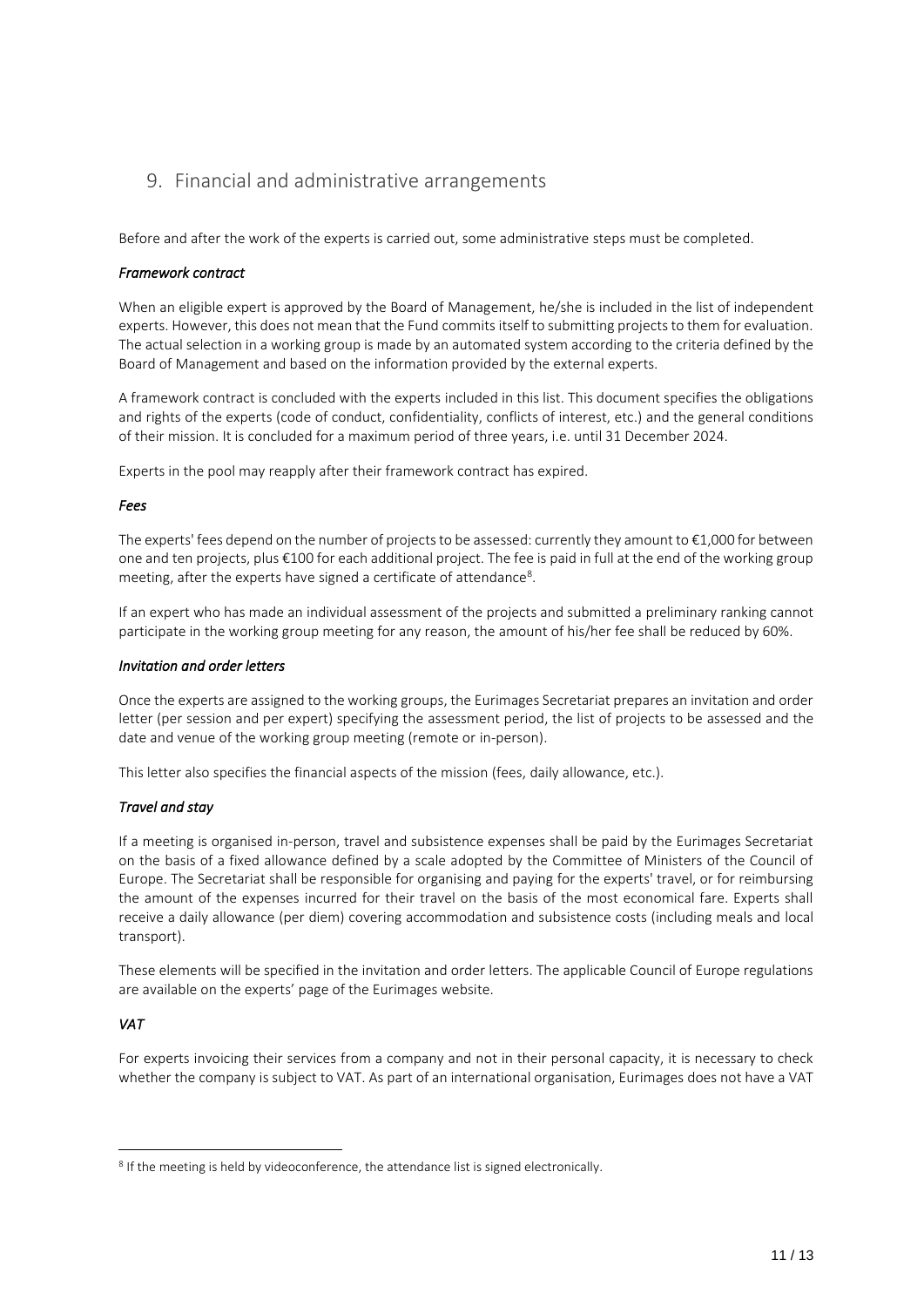## 9. Financial and administrative arrangements

Before and after the work of the experts is carried out, some administrative steps must be completed.

***Framework contract***

When an eligible expert is approved by the Board of Management, he/she is included in the list of independent experts. However, this does not mean that the Fund commits itself to submitting projects to them for evaluation. The actual selection in a working group is made by an automated system according to the criteria defined by the Board of Management and based on the information provided by the external experts.

A framework contract is concluded with the experts included in this list. This document specifies the obligations and rights of the experts (code of conduct, confidentiality, conflicts of interest, etc.) and the general conditions of their mission. It is concluded for a maximum period of three years, i.e. until 31 December 2024.

Experts in the pool may reapply after their framework contract has expired.

***Fees***

The experts' fees depend on the number of projects to be assessed: currently they amount to €1,000 for between one and ten projects, plus €100 for each additional project. The fee is paid in full at the end of the working group meeting, after the experts have signed a certificate of attendance[8].

If an expert who has made an individual assessment of the projects and submitted a preliminary ranking cannot participate in the working group meeting for any reason, the amount of his/her fee shall be reduced by 60%.

***Invitation and order letters***

Once the experts are assigned to the working groups, the Eurimages Secretariat prepares an invitation and order letter (per session and per expert) specifying the assessment period, the list of projects to be assessed and the date and venue of the working group meeting (remote or in-person).

This letter also specifies the financial aspects of the mission (fees, daily allowance, etc.).

***Travel and stay***

If a meeting is organised in-person, travel and subsistence expenses shall be paid by the Eurimages Secretariat on the basis of a fixed allowance defined by a scale adopted by the Committee of Ministers of the Council of Europe. The Secretariat shall be responsible for organising and paying for the experts' travel, or for reimbursing the amount of the expenses incurred for their travel on the basis of the most economical fare. Experts shall receive a daily allowance (per diem) covering accommodation and subsistence costs (including meals and local transport).

These elements will be specified in the invitation and order letters. The applicable Council of Europe regulations are available on the experts' page of the Eurimages website.

***VAT***

For experts invoicing their services from a company and not in their personal capacity, it is necessary to check whether the company is subject to VAT. As part of an international organisation, Eurimages does not have a VAT

---

[8] If the meeting is held by videoconference, the attendance list is signed electronically.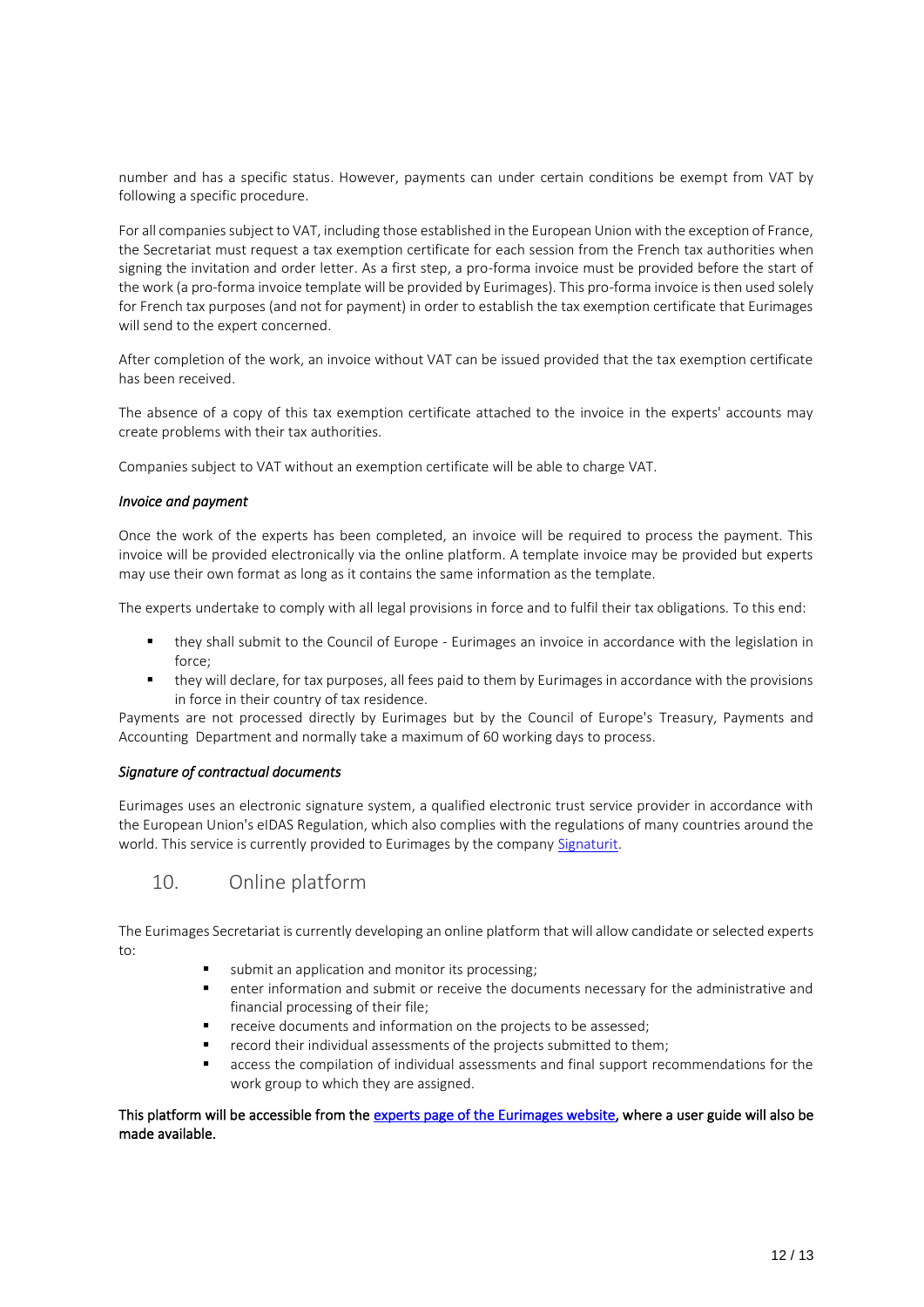number and has a specific status. However, payments can under certain conditions be exempt from VAT by following a specific procedure.

For all companies subject to VAT, including those established in the European Union with the exception of France, the Secretariat must request a tax exemption certificate for each session from the French tax authorities when signing the invitation and order letter. As a first step, a pro-forma invoice must be provided before the start of the work (a pro-forma invoice template will be provided by Eurimages). This pro-forma invoice is then used solely for French tax purposes (and not for payment) in order to establish the tax exemption certificate that Eurimages will send to the expert concerned.

After completion of the work, an invoice without VAT can be issued provided that the tax exemption certificate has been received.

The absence of a copy of this tax exemption certificate attached to the invoice in the experts' accounts may create problems with their tax authorities.

Companies subject to VAT without an exemption certificate will be able to charge VAT.

*Invoice and payment*

Once the work of the experts has been completed, an invoice will be required to process the payment. This invoice will be provided electronically via the online platform. A template invoice may be provided but experts may use their own format as long as it contains the same information as the template.

The experts undertake to comply with all legal provisions in force and to fulfil their tax obligations. To this end:

- they shall submit to the Council of Europe - Eurimages an invoice in accordance with the legislation in force;
- they will declare, for tax purposes, all fees paid to them by Eurimages in accordance with the provisions in force in their country of tax residence.

Payments are not processed directly by Eurimages but by the Council of Europe's Treasury, Payments and Accounting Department and normally take a maximum of 60 working days to process.

*Signature of contractual documents*

Eurimages uses an electronic signature system, a qualified electronic trust service provider in accordance with the European Union's eIDAS Regulation, which also complies with the regulations of many countries around the world. This service is currently provided to Eurimages by the company Signaturit.

## 10. Online platform

The Eurimages Secretariat is currently developing an online platform that will allow candidate or selected experts to:

- submit an application and monitor its processing;
- enter information and submit or receive the documents necessary for the administrative and financial processing of their file;
- receive documents and information on the projects to be assessed;
- record their individual assessments of the projects submitted to them;
- access the compilation of individual assessments and final support recommendations for the work group to which they are assigned.

**This platform will be accessible from the experts page of the Eurimages website, where a user guide will also be made available.**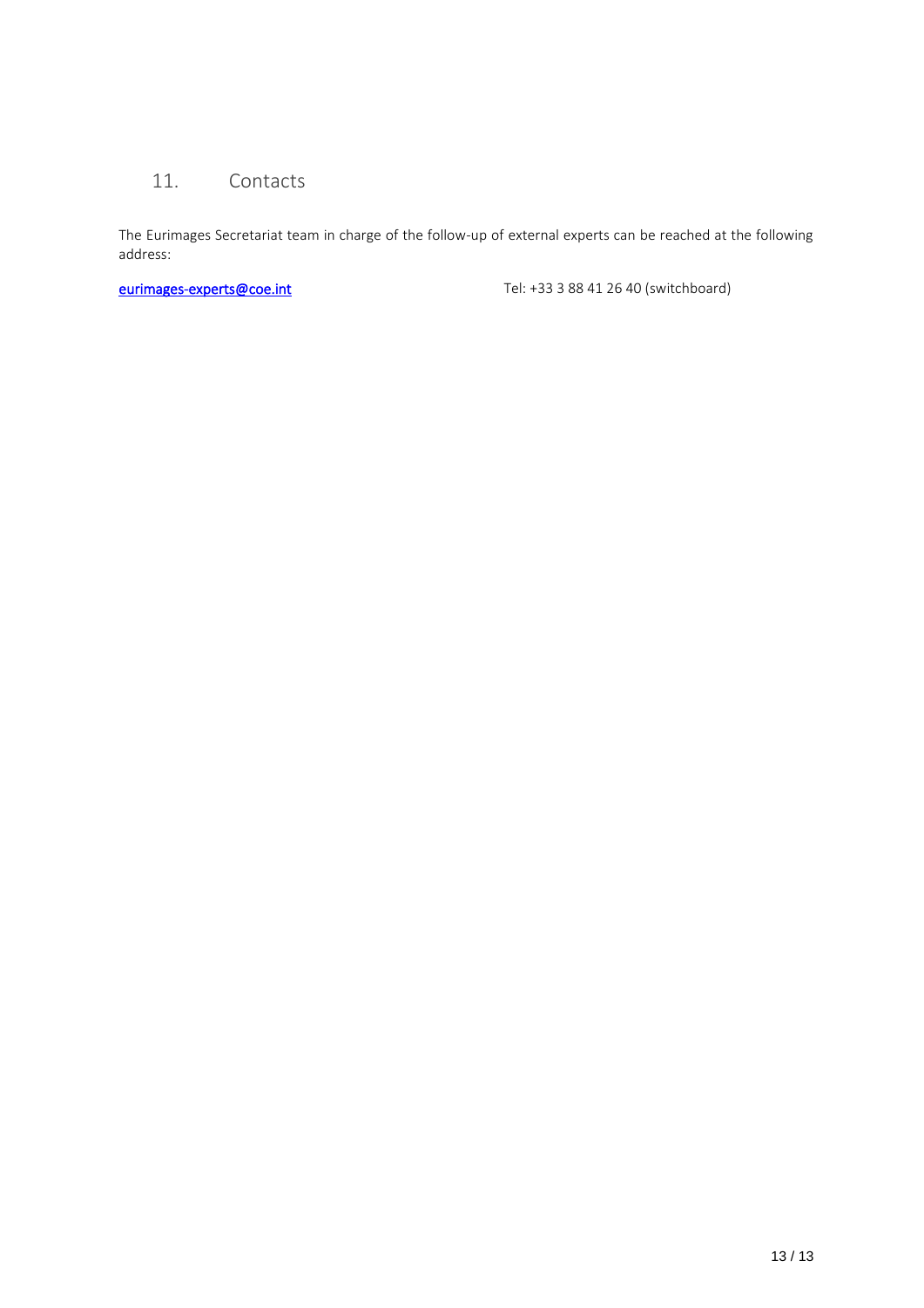## 11. Contacts

The Eurimages Secretariat team in charge of the follow-up of external experts can be reached at the following address:

eurimages-experts@coe.int Tel: +33 3 88 41 26 40 (switchboard)